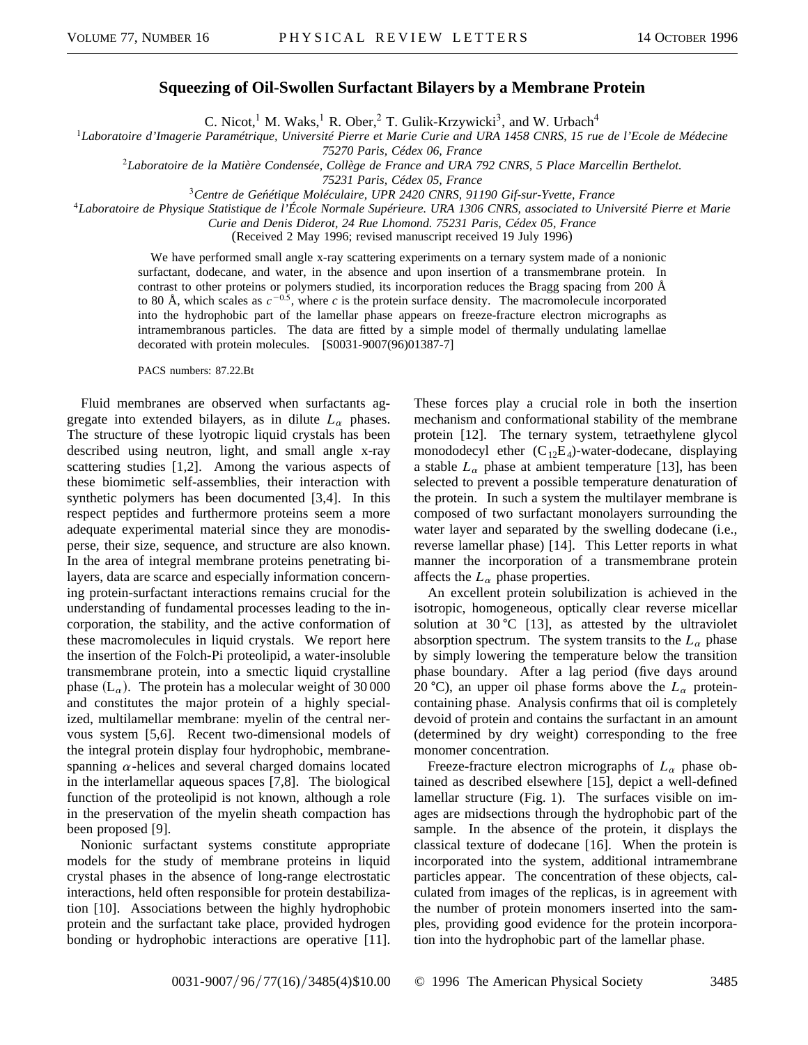# Squeezing of Oil-Swollen Surfactant Bilayers by a Membrane Protein

C. Nicot,[1] M. Waks,[1] R. Ober,[2] T. Gulik-Krzywicki[3], and W. Urbach[4]

[1]*Laboratoire d'Imagerie Paramétrique, Université Pierre et Marie Curie and URA 1458 CNRS, 15 rue de l'Ecole de Médecine 75270 Paris, Cédex 06, France*

[2]*Laboratoire de la Matière Condensée, Collège de France and URA 792 CNRS, 5 Place Marcellin Berthelot. 75231 Paris, Cédex 05, France*

[3]*Centre de Genétique Moléculaire, UPR 2420 CNRS, 91190 Gif-sur-Yvette, France*

[4]*Laboratoire de Physique Statistique de l'École Normale Supérieure. URA 1306 CNRS, associated to Université Pierre et Marie Curie and Denis Diderot, 24 Rue Lhomond. 75231 Paris, Cédex 05, France*

(Received 2 May 1996; revised manuscript received 19 July 1996)

We have performed small angle x-ray scattering experiments on a ternary system made of a nonionic surfactant, dodecane, and water, in the absence and upon insertion of a transmembrane protein. In contrast to other proteins or polymers studied, its incorporation reduces the Bragg spacing from 200 Å to 80 Å, which scales as $c^{-0.5}$, where $c$ is the protein surface density. The macromolecule incorporated into the hydrophobic part of the lamellar phase appears on freeze-fracture electron micrographs as intramembranous particles. The data are fitted by a simple model of thermally undulating lamellae decorated with protein molecules. [S0031-9007(96)01387-7]

PACS numbers: 87.22.Bt

Fluid membranes are observed when surfactants aggregate into extended bilayers, as in dilute $L_\alpha$ phases. The structure of these lyotropic liquid crystals has been described using neutron, light, and small angle x-ray scattering studies [1,2]. Among the various aspects of these biomimetic self-assemblies, their interaction with synthetic polymers has been documented [3,4]. In this respect peptides and furthermore proteins seem a more adequate experimental material since they are monodisperse, their size, sequence, and structure are also known. In the area of integral membrane proteins penetrating bilayers, data are scarce and especially information concerning protein-surfactant interactions remains crucial for the understanding of fundamental processes leading to the incorporation, the stability, and the active conformation of these macromolecules in liquid crystals. We report here the insertion of the Folch-Pi proteolipid, a water-insoluble transmembrane protein, into a smectic liquid crystalline phase ($L_\alpha$). The protein has a molecular weight of 30 000 and constitutes the major protein of a highly specialized, multilamellar membrane: myelin of the central nervous system [5,6]. Recent two-dimensional models of the integral protein display four hydrophobic, membrane-spanning $\alpha$-helices and several charged domains located in the interlamellar aqueous spaces [7,8]. The biological function of the proteolipid is not known, although a role in the preservation of the myelin sheath compaction has been proposed [9].

Nonionic surfactant systems constitute appropriate models for the study of membrane proteins in liquid crystal phases in the absence of long-range electrostatic interactions, held often responsible for protein destabilization [10]. Associations between the highly hydrophobic protein and the surfactant take place, provided hydrogen bonding or hydrophobic interactions are operative [11]. These forces play a crucial role in both the insertion mechanism and conformational stability of the membrane protein [12]. The ternary system, tetraethylene glycol monododecyl ether ($C_{12}E_4$)-water-dodecane, displaying a stable $L_\alpha$ phase at ambient temperature [13], has been selected to prevent a possible temperature denaturation of the protein. In such a system the multilayer membrane is composed of two surfactant monolayers surrounding the water layer and separated by the swelling dodecane (i.e., reverse lamellar phase) [14]. This Letter reports in what manner the incorporation of a transmembrane protein affects the $L_\alpha$ phase properties.

An excellent protein solubilization is achieved in the isotropic, homogeneous, optically clear reverse micellar solution at 30 °C [13], as attested by the ultraviolet absorption spectrum. The system transits to the $L_\alpha$ phase by simply lowering the temperature below the transition phase boundary. After a lag period (five days around 20 °C), an upper oil phase forms above the $L_\alpha$ protein-containing phase. Analysis confirms that oil is completely devoid of protein and contains the surfactant in an amount (determined by dry weight) corresponding to the free monomer concentration.

Freeze-fracture electron micrographs of $L_\alpha$ phase obtained as described elsewhere [15], depict a well-defined lamellar structure (Fig. 1). The surfaces visible on images are midsections through the hydrophobic part of the sample. In the absence of the protein, it displays the classical texture of dodecane [16]. When the protein is incorporated into the system, additional intramembrane particles appear. The concentration of these objects, calculated from images of the replicas, is in agreement with the number of protein monomers inserted into the samples, providing good evidence for the protein incorporation into the hydrophobic part of the lamellar phase.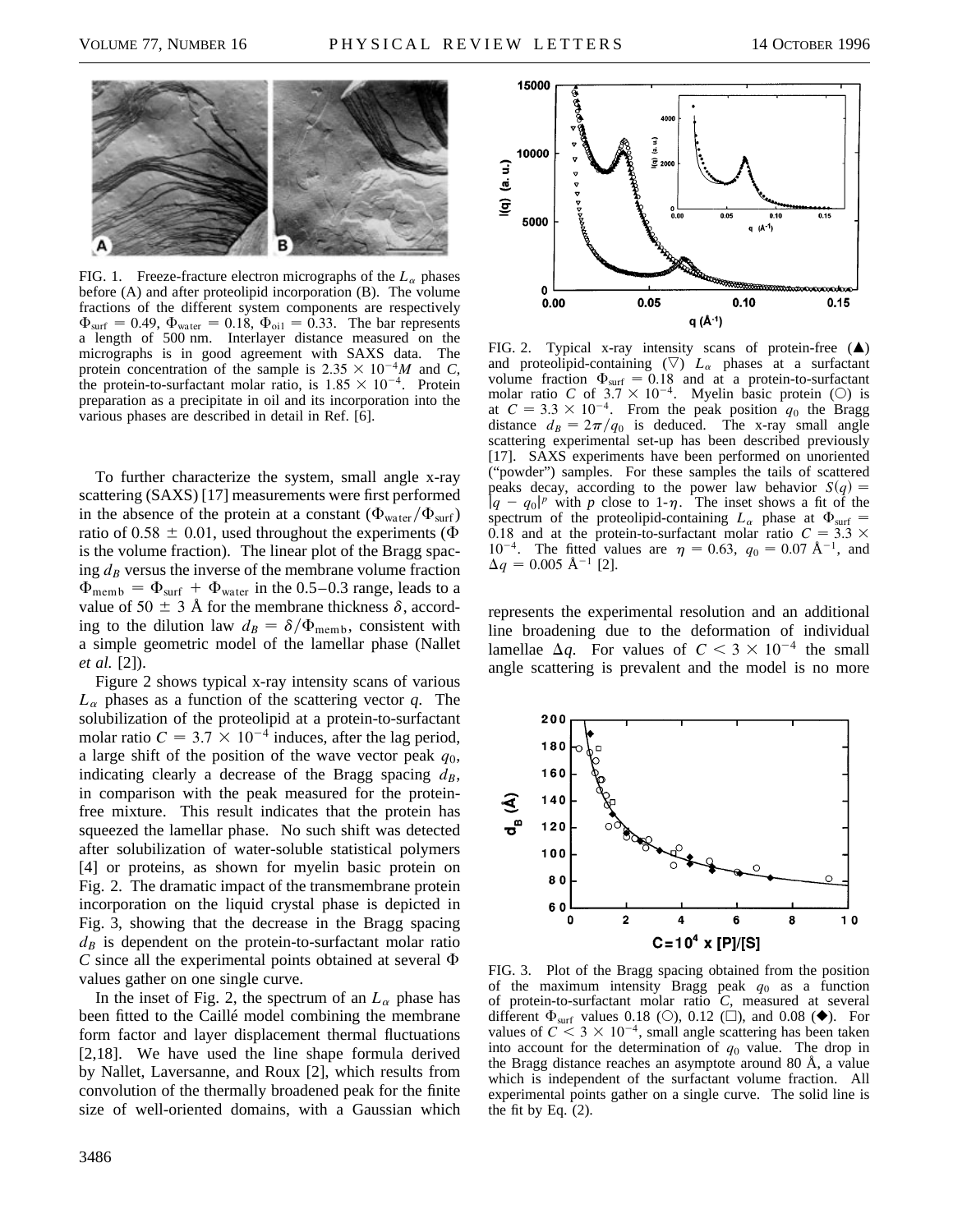FIG. 1. Freeze-fracture electron micrographs of the $L_\alpha$ phases before (A) and after proteolipid incorporation (B). The volume fractions of the different system components are respectively $\Phi_{surf} = 0.49$, $\Phi_{water} = 0.18$, $\Phi_{oil} = 0.33$. The bar represents a length of 500 nm. Interlayer distance measured on the micrographs is in good agreement with SAXS data. The protein concentration of the sample is $2.35 \times 10^{-4} M$ and $C$, the protein-to-surfactant molar ratio, is $1.85 \times 10^{-4}$. Protein preparation as a precipitate in oil and its incorporation into the various phases are described in detail in Ref. [6].

To further characterize the system, small angle x-ray scattering (SAXS) [17] measurements were first performed in the absence of the protein at a constant ($\Phi_{water}/\Phi_{surf}$) ratio of $0.58 \pm 0.01$, used throughout the experiments ($\Phi$ is the volume fraction). The linear plot of the Bragg spacing $d_B$ versus the inverse of the membrane volume fraction $\Phi_{memb} = \Phi_{surf} + \Phi_{water}$ in the 0.5–0.3 range, leads to a value of $50 \pm 3$ Å for the membrane thickness $\delta$, according to the dilution law $d_B = \delta/\Phi_{memb}$, consistent with a simple geometric model of the lamellar phase (Nallet *et al.* [2]).

Figure 2 shows typical x-ray intensity scans of various $L_\alpha$ phases as a function of the scattering vector $q$. The solubilization of the proteolipid at a protein-to-surfactant molar ratio $C = 3.7 \times 10^{-4}$ induces, after the lag period, a large shift of the position of the wave vector peak $q_0$, indicating clearly a decrease of the Bragg spacing $d_B$, in comparison with the peak measured for the protein-free mixture. This result indicates that the protein has squeezed the lamellar phase. No such shift was detected after solubilization of water-soluble statistical polymers [4] or proteins, as shown for myelin basic protein on Fig. 2. The dramatic impact of the transmembrane protein incorporation on the liquid crystal phase is depicted in Fig. 3, showing that the decrease in the Bragg spacing $d_B$ is dependent on the protein-to-surfactant molar ratio $C$ since all the experimental points obtained at several $\Phi$ values gather on one single curve.

In the inset of Fig. 2, the spectrum of an $L_\alpha$ phase has been fitted to the Caillé model combining the membrane form factor and layer displacement thermal fluctuations [2,18]. We have used the line shape formula derived by Nallet, Laversanne, and Roux [2], which results from convolution of the thermally broadened peak for the finite size of well-oriented domains, with a Gaussian which represents the experimental resolution and an additional line broadening due to the deformation of individual lamellae $\Delta q$. For values of $C < 3 \times 10^{-4}$ the small angle scattering is prevalent and the model is no more

FIG. 2. Typical x-ray intensity scans of protein-free (▲) and proteolipid-containing (▽) $L_\alpha$ phases at a surfactant volume fraction $\Phi_{surf} = 0.18$ and at a protein-to-surfactant molar ratio $C$ of $3.7 \times 10^{-4}$. Myelin basic protein (○) is at $C = 3.3 \times 10^{-4}$. From the peak position $q_0$ the Bragg distance $d_B = 2\pi/q_0$ is deduced. The x-ray small angle scattering experimental set-up has been described previously [17]. SAXS experiments have been performed on unoriented ("powder") samples. For these samples the tails of scattered peaks decay, according to the power law behavior $S(q) = |q - q_0|^p$ with $p$ close to $1$-$\eta$. The inset shows a fit of the spectrum of the proteolipid-containing $L_\alpha$ phase at $\Phi_{surf} = 0.18$ and at the protein-to-surfactant molar ratio $C = 3.3 \times 10^{-4}$. The fitted values are $\eta = 0.63$, $q_0 = 0.07$ Å$^{-1}$, and $\Delta q = 0.005$ Å$^{-1}$ [2].

FIG. 3. Plot of the Bragg spacing obtained from the position of the maximum intensity Bragg peak $q_0$ as a function of protein-to-surfactant molar ratio $C$, measured at several different $\Phi_{surf}$ values 0.18 (○), 0.12 (□), and 0.08 (◆). For values of $C < 3 \times 10^{-4}$, small angle scattering has been taken into account for the determination of $q_0$ value. The drop in the Bragg distance reaches an asymptote around 80 Å, a value which is independent of the surfactant volume fraction. All experimental points gather on a single curve. The solid line is the fit by Eq. (2).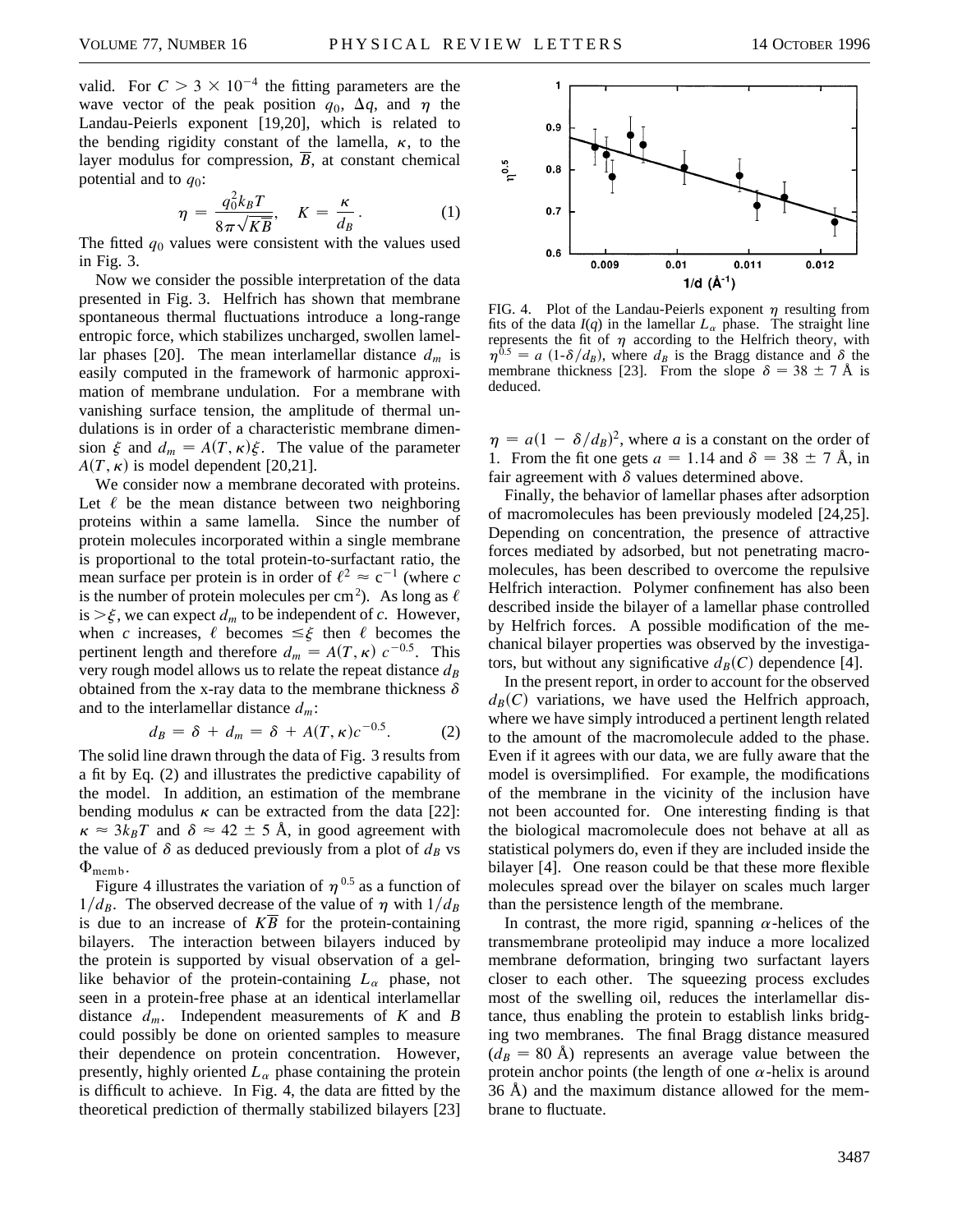valid. For $C > 3 \times 10^{-4}$ the fitting parameters are the wave vector of the peak position $q_0$, $\Delta q$, and $\eta$ the Landau-Peierls exponent [19,20], which is related to the bending rigidity constant of the lamella, $\kappa$, to the layer modulus for compression, $\overline{B}$, at constant chemical potential and to $q_0$:

$$\eta = \frac{q_0^2 k_B T}{8\pi\sqrt{K\overline{B}}}, \quad K = \frac{\kappa}{d_B}. \tag{1}$$

The fitted $q_0$ values were consistent with the values used in Fig. 3.

Now we consider the possible interpretation of the data presented in Fig. 3. Helfrich has shown that membrane spontaneous thermal fluctuations introduce a long-range entropic force, which stabilizes uncharged, swollen lamellar phases [20]. The mean interlamellar distance $d_m$ is easily computed in the framework of harmonic approximation of membrane undulation. For a membrane with vanishing surface tension, the amplitude of thermal undulations is in order of a characteristic membrane dimension $\xi$ and $d_m = A(T, \kappa)\xi$. The value of the parameter $A(T, \kappa)$ is model dependent [20,21].

We consider now a membrane decorated with proteins. Let $\ell$ be the mean distance between two neighboring proteins within a same lamella. Since the number of protein molecules incorporated within a single membrane is proportional to the total protein-to-surfactant ratio, the mean surface per protein is in order of $\ell^2 \approx c^{-1}$ (where $c$ is the number of protein molecules per cm$^2$). As long as $\ell$ is $> \xi$, we can expect $d_m$ to be independent of $c$. However, when $c$ increases, $\ell$ becomes $\leq \xi$ then $\ell$ becomes the pertinent length and therefore $d_m = A(T, \kappa)\, c^{-0.5}$. This very rough model allows us to relate the repeat distance $d_B$ obtained from the x-ray data to the membrane thickness $\delta$ and to the interlamellar distance $d_m$:

$$d_B = \delta + d_m = \delta + A(T, \kappa) c^{-0.5}. \tag{2}$$

The solid line drawn through the data of Fig. 3 results from a fit by Eq. (2) and illustrates the predictive capability of the model. In addition, an estimation of the membrane bending modulus $\kappa$ can be extracted from the data [22]: $\kappa \approx 3k_BT$ and $\delta \approx 42 \pm 5$ Å, in good agreement with the value of $\delta$ as deduced previously from a plot of $d_B$ vs $\Phi_{\mathrm{memb}}$.

Figure 4 illustrates the variation of $\eta^{0.5}$ as a function of $1/d_B$. The observed decrease of the value of $\eta$ with $1/d_B$ is due to an increase of $K\overline{B}$ for the protein-containing bilayers. The interaction between bilayers induced by the protein is supported by visual observation of a gel-like behavior of the protein-containing $L_\alpha$ phase, not seen in a protein-free phase at an identical interlamellar distance $d_m$. Independent measurements of $K$ and $B$ could possibly be done on oriented samples to measure their dependence on protein concentration. However, presently, highly oriented $L_\alpha$ phase containing the protein is difficult to achieve. In Fig. 4, the data are fitted by the theoretical prediction of thermally stabilized bilayers [23] $\eta = a(1 - \delta/d_B)^2$, where $a$ is a constant on the order of 1. From the fit one gets $a = 1.14$ and $\delta = 38 \pm 7$ Å, in fair agreement with $\delta$ values determined above.

FIG. 4. Plot of the Landau-Peierls exponent $\eta$ resulting from fits of the data $I(q)$ in the lamellar $L_\alpha$ phase. The straight line represents the fit of $\eta$ according to the Helfrich theory, with $\eta^{0.5} = a\ (1\text{-}\delta/d_B)$, where $d_B$ is the Bragg distance and $\delta$ the membrane thickness [23]. From the slope $\delta = 38 \pm 7$ Å is deduced.

Finally, the behavior of lamellar phases after adsorption of macromolecules has been previously modeled [24,25]. Depending on concentration, the presence of attractive forces mediated by adsorbed, but not penetrating macromolecules, has been described to overcome the repulsive Helfrich interaction. Polymer confinement has also been described inside the bilayer of a lamellar phase controlled by Helfrich forces. A possible modification of the mechanical bilayer properties was observed by the investigators, but without any significative $d_B(C)$ dependence [4].

In the present report, in order to account for the observed $d_B(C)$ variations, we have used the Helfrich approach, where we have simply introduced a pertinent length related to the amount of the macromolecule added to the phase. Even if it agrees with our data, we are fully aware that the model is oversimplified. For example, the modifications of the membrane in the vicinity of the inclusion have not been accounted for. One interesting finding is that the biological macromolecule does not behave at all as statistical polymers do, even if they are included inside the bilayer [4]. One reason could be that these more flexible molecules spread over the bilayer on scales much larger than the persistence length of the membrane.

In contrast, the more rigid, spanning $\alpha$-helices of the transmembrane proteolipid may induce a more localized membrane deformation, bringing two surfactant layers closer to each other. The squeezing process excludes most of the swelling oil, reduces the interlamellar distance, thus enabling the protein to establish links bridging two membranes. The final Bragg distance measured ($d_B = 80$ Å) represents an average value between the protein anchor points (the length of one $\alpha$-helix is around 36 Å) and the maximum distance allowed for the membrane to fluctuate.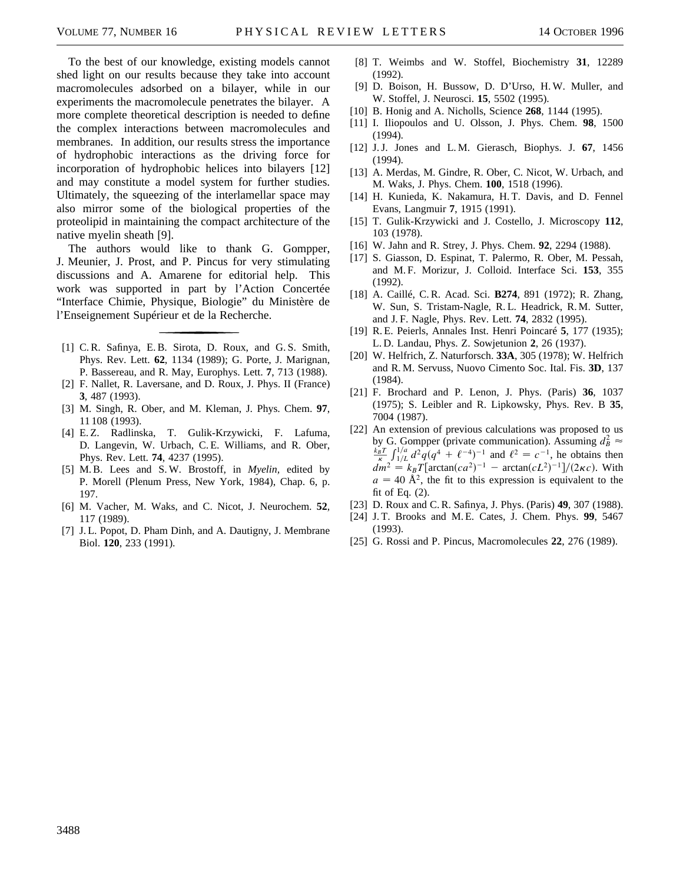To the best of our knowledge, existing models cannot shed light on our results because they take into account macromolecules adsorbed on a bilayer, while in our experiments the macromolecule penetrates the bilayer. A more complete theoretical description is needed to define the complex interactions between macromolecules and membranes. In addition, our results stress the importance of hydrophobic interactions as the driving force for incorporation of hydrophobic helices into bilayers [12] and may constitute a model system for further studies. Ultimately, the squeezing of the interlamellar space may also mirror some of the biological properties of the proteolipid in maintaining the compact architecture of the native myelin sheath [9].

The authors would like to thank G. Gompper, J. Meunier, J. Prost, and P. Pincus for very stimulating discussions and A. Amarene for editorial help. This work was supported in part by l'Action Concertée "Interface Chimie, Physique, Biologie" du Ministère de l'Enseignement Supérieur et de la Recherche.

---

[1] C.R. Safinya, E.B. Sirota, D. Roux, and G.S. Smith, Phys. Rev. Lett. **62**, 1134 (1989); G. Porte, J. Marignan, P. Bassereau, and R. May, Europhys. Lett. **7**, 713 (1988).

[2] F. Nallet, R. Laversane, and D. Roux, J. Phys. II (France) **3**, 487 (1993).

[3] M. Singh, R. Ober, and M. Kleman, J. Phys. Chem. **97**, 11 108 (1993).

[4] E.Z. Radlinska, T. Gulik-Krzywicki, F. Lafuma, D. Langevin, W. Urbach, C.E. Williams, and R. Ober, Phys. Rev. Lett. **74**, 4237 (1995).

[5] M.B. Lees and S.W. Brostoff, in *Myelin*, edited by P. Morell (Plenum Press, New York, 1984), Chap. 6, p. 197.

[6] M. Vacher, M. Waks, and C. Nicot, J. Neurochem. **52**, 117 (1989).

[7] J.L. Popot, D. Pham Dinh, and A. Dautigny, J. Membrane Biol. **120**, 233 (1991).

[8] T. Weimbs and W. Stoffel, Biochemistry **31**, 12289 (1992).

[9] D. Boison, H. Bussow, D. D'Urso, H.W. Muller, and W. Stoffel, J. Neurosci. **15**, 5502 (1995).

[10] B. Honig and A. Nicholls, Science **268**, 1144 (1995).

[11] I. Iliopoulos and U. Olsson, J. Phys. Chem. **98**, 1500 (1994).

[12] J.J. Jones and L.M. Gierasch, Biophys. J. **67**, 1456 (1994).

[13] A. Merdas, M. Gindre, R. Ober, C. Nicot, W. Urbach, and M. Waks, J. Phys. Chem. **100**, 1518 (1996).

[14] H. Kunieda, K. Nakamura, H.T. Davis, and D. Fennel Evans, Langmuir **7**, 1915 (1991).

[15] T. Gulik-Krzywicki and J. Costello, J. Microscopy **112**, 103 (1978).

[16] W. Jahn and R. Strey, J. Phys. Chem. **92**, 2294 (1988).

[17] S. Giasson, D. Espinat, T. Palermo, R. Ober, M. Pessah, and M.F. Morizur, J. Colloid. Interface Sci. **153**, 355 (1992).

[18] A. Caillé, C.R. Acad. Sci. **B274**, 891 (1972); R. Zhang, W. Sun, S. Tristam-Nagle, R.L. Headrick, R.M. Sutter, and J.F. Nagle, Phys. Rev. Lett. **74**, 2832 (1995).

[19] R.E. Peierls, Annales Inst. Henri Poincaré **5**, 177 (1935); L.D. Landau, Phys. Z. Sowjetunion **2**, 26 (1937).

[20] W. Helfrich, Z. Naturforsch. **33A**, 305 (1978); W. Helfrich and R.M. Servuss, Nuovo Cimento Soc. Ital. Fis. **3D**, 137 (1984).

[21] F. Brochard and P. Lenon, J. Phys. (Paris) **36**, 1037 (1975); S. Leibler and R. Lipkowsky, Phys. Rev. B **35**, 7004 (1987).

[22] An extension of previous calculations was proposed to us by G. Gompper (private communication). Assuming $d_B^2 \approx \frac{k_B T}{\kappa} \int_{1/L}^{1/a} d^2 q (q^4 + \ell^{-4})^{-1}$ and $\ell^2 = c^{-1}$, he obtains then $dm^2 = k_B T[\arctan(ca^2)^{-1} - \arctan(cL^2)^{-1}]/(2\kappa c)$. With $a = 40$ Å$^2$, the fit to this expression is equivalent to the fit of Eq. (2).

[23] D. Roux and C.R. Safinya, J. Phys. (Paris) **49**, 307 (1988).

[24] J.T. Brooks and M.E. Cates, J. Chem. Phys. **99**, 5467 (1993).

[25] G. Rossi and P. Pincus, Macromolecules **22**, 276 (1989).